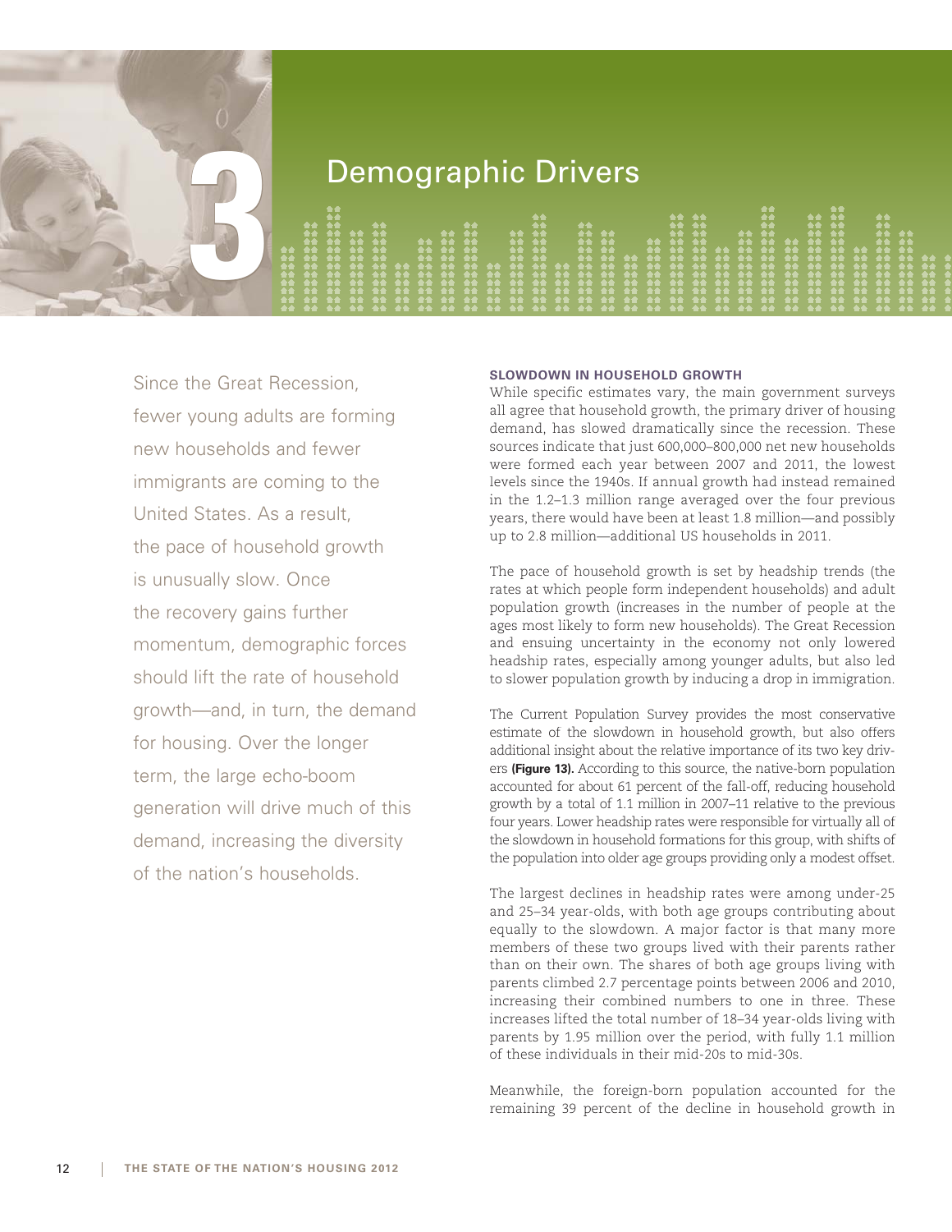# 3 Demographic Drivers

Since the Great Recession, fewer young adults are forming new households and fewer immigrants are coming to the United States. As a result, the pace of household growth is unusually slow. Once the recovery gains further momentum, demographic forces should lift the rate of household growth—and, in turn, the demand for housing. Over the longer term, the large echo-boom generation will drive much of this demand, increasing the diversity of the nation's households.

## SLOWDOWN IN HOUSEHOLD GROWTH

While specific estimates vary, the main government surveys all agree that household growth, the primary driver of housing demand, has slowed dramatically since the recession. These sources indicate that just 600,000–800,000 net new households were formed each year between 2007 and 2011, the lowest levels since the 1940s. If annual growth had instead remained in the 1.2–1.3 million range averaged over the four previous years, there would have been at least 1.8 million—and possibly up to 2.8 million—additional US households in 2011.

The pace of household growth is set by headship trends (the rates at which people form independent households) and adult population growth (increases in the number of people at the ages most likely to form new households). The Great Recession and ensuing uncertainty in the economy not only lowered headship rates, especially among younger adults, but also led to slower population growth by inducing a drop in immigration.

The Current Population Survey provides the most conservative estimate of the slowdown in household growth, but also offers additional insight about the relative importance of its two key drivers **(Figure 13).** According to this source, the native-born population accounted for about 61 percent of the fall-off, reducing household growth by a total of 1.1 million in 2007–11 relative to the previous four years. Lower headship rates were responsible for virtually all of the slowdown in household formations for this group, with shifts of the population into older age groups providing only a modest offset.

The largest declines in headship rates were among under-25 and 25–34 year-olds, with both age groups contributing about equally to the slowdown. A major factor is that many more members of these two groups lived with their parents rather than on their own. The shares of both age groups living with parents climbed 2.7 percentage points between 2006 and 2010, increasing their combined numbers to one in three. These increases lifted the total number of 18–34 year-olds living with parents by 1.95 million over the period, with fully 1.1 million of these individuals in their mid-20s to mid-30s.

Meanwhile, the foreign-born population accounted for the remaining 39 percent of the decline in household growth in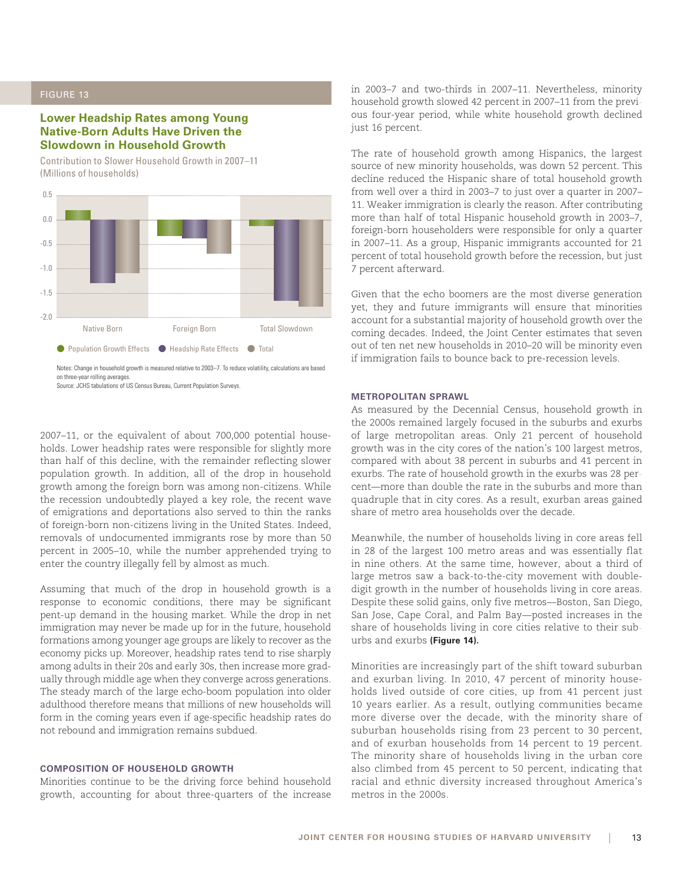FIGURE 13

**Lower Headship Rates among Young Native-Born Adults Have Driven the Slowdown in Household Growth**

Contribution to Slower Household Growth in 2007–11 (Millions of households)

Notes: Change in household growth is measured relative to 2003–7. To reduce volatility, calculations are based on three-year rolling averages.
Source: JCHS tabulations of US Census Bureau, Current Population Surveys.

2007–11, or the equivalent of about 700,000 potential households. Lower headship rates were responsible for slightly more than half of this decline, with the remainder reflecting slower population growth. In addition, all of the drop in household growth among the foreign born was among non-citizens. While the recession undoubtedly played a key role, the recent wave of emigrations and deportations also served to thin the ranks of foreign-born non-citizens living in the United States. Indeed, removals of undocumented immigrants rose by more than 50 percent in 2005–10, while the number apprehended trying to enter the country illegally fell by almost as much.

Assuming that much of the drop in household growth is a response to economic conditions, there may be significant pent-up demand in the housing market. While the drop in net immigration may never be made up for in the future, household formations among younger age groups are likely to recover as the economy picks up. Moreover, headship rates tend to rise sharply among adults in their 20s and early 30s, then increase more gradually through middle age when they converge across generations. The steady march of the large echo-boom population into older adulthood therefore means that millions of new households will form in the coming years even if age-specific headship rates do not rebound and immigration remains subdued.

## COMPOSITION OF HOUSEHOLD GROWTH

Minorities continue to be the driving force behind household growth, accounting for about three-quarters of the increase in 2003–7 and two-thirds in 2007–11. Nevertheless, minority household growth slowed 42 percent in 2007–11 from the previous four-year period, while white household growth declined just 16 percent.

The rate of household growth among Hispanics, the largest source of new minority households, was down 52 percent. This decline reduced the Hispanic share of total household growth from well over a third in 2003–7 to just over a quarter in 2007–11. Weaker immigration is clearly the reason. After contributing more than half of total Hispanic household growth in 2003–7, foreign-born householders were responsible for only a quarter in 2007–11. As a group, Hispanic immigrants accounted for 21 percent of total household growth before the recession, but just 7 percent afterward.

Given that the echo boomers are the most diverse generation yet, they and future immigrants will ensure that minorities account for a substantial majority of household growth over the coming decades. Indeed, the Joint Center estimates that seven out of ten net new households in 2010–20 will be minority even if immigration fails to bounce back to pre-recession levels.

## METROPOLITAN SPRAWL

As measured by the Decennial Census, household growth in the 2000s remained largely focused in the suburbs and exurbs of large metropolitan areas. Only 21 percent of household growth was in the city cores of the nation's 100 largest metros, compared with about 38 percent in suburbs and 41 percent in exurbs. The rate of household growth in the exurbs was 28 percent—more than double the rate in the suburbs and more than quadruple that in city cores. As a result, exurban areas gained share of metro area households over the decade.

Meanwhile, the number of households living in core areas fell in 28 of the largest 100 metro areas and was essentially flat in nine others. At the same time, however, about a third of large metros saw a back-to-the-city movement with double-digit growth in the number of households living in core areas. Despite these solid gains, only five metros—Boston, San Diego, San Jose, Cape Coral, and Palm Bay—posted increases in the share of households living in core cities relative to their suburbs and exurbs **(Figure 14).**

Minorities are increasingly part of the shift toward suburban and exurban living. In 2010, 47 percent of minority households lived outside of core cities, up from 41 percent just 10 years earlier. As a result, outlying communities became more diverse over the decade, with the minority share of suburban households rising from 23 percent to 30 percent, and of exurban households from 14 percent to 19 percent. The minority share of households living in the urban core also climbed from 45 percent to 50 percent, indicating that racial and ethnic diversity increased throughout America's metros in the 2000s.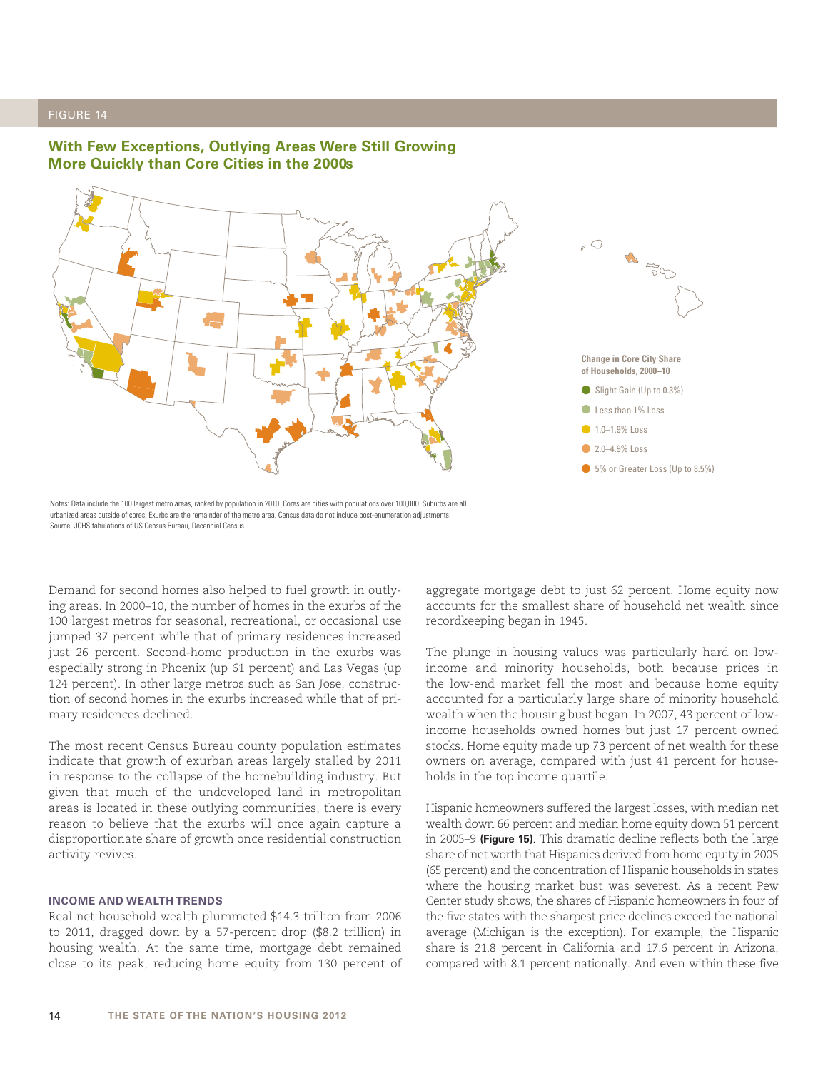FIGURE 14

## With Few Exceptions, Outlying Areas Were Still Growing More Quickly than Core Cities in the 2000s

Change in Core City Share of Households, 2000–10

- Slight Gain (Up to 0.3%)
- Less than 1% Loss
- 1.0–1.9% Loss
- 2.0–4.9% Loss
- 5% or Greater Loss (Up to 8.5%)

Notes: Data include the 100 largest metro areas, ranked by population in 2010. Cores are cities with populations over 100,000. Suburbs are all urbanized areas outside of cores. Exurbs are the remainder of the metro area. Census data do not include post-enumeration adjustments.
Source: JCHS tabulations of US Census Bureau, Decennial Census.

Demand for second homes also helped to fuel growth in outlying areas. In 2000–10, the number of homes in the exurbs of the 100 largest metros for seasonal, recreational, or occasional use jumped 37 percent while that of primary residences increased just 26 percent. Second-home production in the exurbs was especially strong in Phoenix (up 61 percent) and Las Vegas (up 124 percent). In other large metros such as San Jose, construction of second homes in the exurbs increased while that of primary residences declined.

The most recent Census Bureau county population estimates indicate that growth of exurban areas largely stalled by 2011 in response to the collapse of the homebuilding industry. But given that much of the undeveloped land in metropolitan areas is located in these outlying communities, there is every reason to believe that the exurbs will once again capture a disproportionate share of growth once residential construction activity revives.

### INCOME AND WEALTH TRENDS

Real net household wealth plummeted $14.3 trillion from 2006 to 2011, dragged down by a 57-percent drop ($8.2 trillion) in housing wealth. At the same time, mortgage debt remained close to its peak, reducing home equity from 130 percent of aggregate mortgage debt to just 62 percent. Home equity now accounts for the smallest share of household net wealth since recordkeeping began in 1945.

The plunge in housing values was particularly hard on low-income and minority households, both because prices in the low-end market fell the most and because home equity accounted for a particularly large share of minority household wealth when the housing bust began. In 2007, 43 percent of low-income households owned homes but just 17 percent owned stocks. Home equity made up 73 percent of net wealth for these owners on average, compared with just 41 percent for households in the top income quartile.

Hispanic homeowners suffered the largest losses, with median net wealth down 66 percent and median home equity down 51 percent in 2005–9 **(Figure 15)**. This dramatic decline reflects both the large share of net worth that Hispanics derived from home equity in 2005 (65 percent) and the concentration of Hispanic households in states where the housing market bust was severest. As a recent Pew Center study shows, the shares of Hispanic homeowners in four of the five states with the sharpest price declines exceed the national average (Michigan is the exception). For example, the Hispanic share is 21.8 percent in California and 17.6 percent in Arizona, compared with 8.1 percent nationally. And even within these five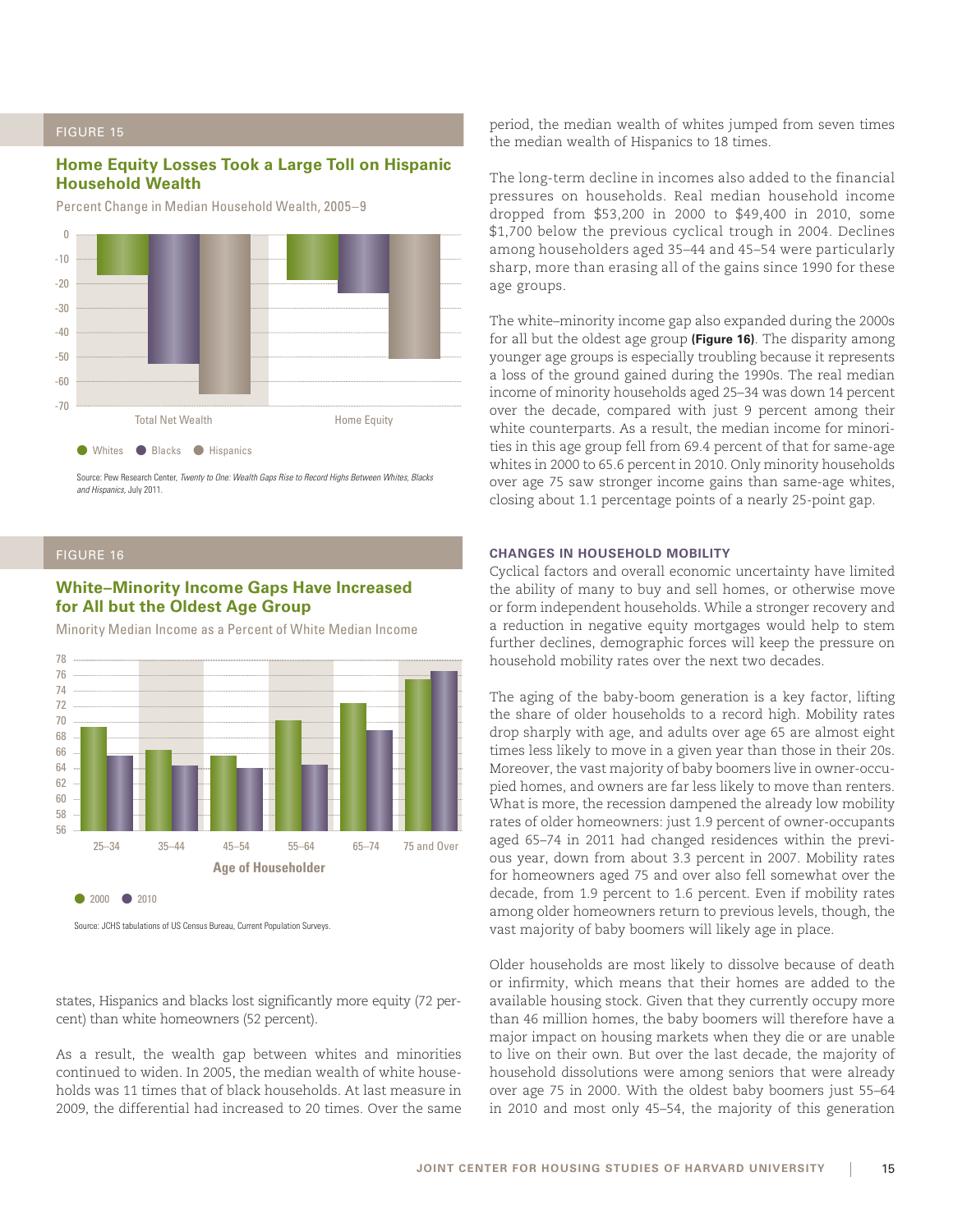FIGURE 15

### Home Equity Losses Took a Large Toll on Hispanic Household Wealth

Percent Change in Median Household Wealth, 2005–9

Source: Pew Research Center, *Twenty to One: Wealth Gaps Rise to Record Highs Between Whites, Blacks and Hispanics,* July 2011.

FIGURE 16

### White–Minority Income Gaps Have Increased for All but the Oldest Age Group

Minority Median Income as a Percent of White Median Income

Source: JCHS tabulations of US Census Bureau, Current Population Surveys.

states, Hispanics and blacks lost significantly more equity (72 percent) than white homeowners (52 percent).

As a result, the wealth gap between whites and minorities continued to widen. In 2005, the median wealth of white households was 11 times that of black households. At last measure in 2009, the differential had increased to 20 times. Over the same period, the median wealth of whites jumped from seven times the median wealth of Hispanics to 18 times.

The long-term decline in incomes also added to the financial pressures on households. Real median household income dropped from $53,200 in 2000 to $49,400 in 2010, some $1,700 below the previous cyclical trough in 2004. Declines among householders aged 35–44 and 45–54 were particularly sharp, more than erasing all of the gains since 1990 for these age groups.

The white–minority income gap also expanded during the 2000s for all but the oldest age group **(Figure 16)**. The disparity among younger age groups is especially troubling because it represents a loss of the ground gained during the 1990s. The real median income of minority households aged 25–34 was down 14 percent over the decade, compared with just 9 percent among their white counterparts. As a result, the median income for minorities in this age group fell from 69.4 percent of that for same-age whites in 2000 to 65.6 percent in 2010. Only minority households over age 75 saw stronger income gains than same-age whites, closing about 1.1 percentage points of a nearly 25-point gap.

#### CHANGES IN HOUSEHOLD MOBILITY

Cyclical factors and overall economic uncertainty have limited the ability of many to buy and sell homes, or otherwise move or form independent households. While a stronger recovery and a reduction in negative equity mortgages would help to stem further declines, demographic forces will keep the pressure on household mobility rates over the next two decades.

The aging of the baby-boom generation is a key factor, lifting the share of older households to a record high. Mobility rates drop sharply with age, and adults over age 65 are almost eight times less likely to move in a given year than those in their 20s. Moreover, the vast majority of baby boomers live in owner-occupied homes, and owners are far less likely to move than renters. What is more, the recession dampened the already low mobility rates of older homeowners: just 1.9 percent of owner-occupants aged 65–74 in 2011 had changed residences within the previous year, down from about 3.3 percent in 2007. Mobility rates for homeowners aged 75 and over also fell somewhat over the decade, from 1.9 percent to 1.6 percent. Even if mobility rates among older homeowners return to previous levels, though, the vast majority of baby boomers will likely age in place.

Older households are most likely to dissolve because of death or infirmity, which means that their homes are added to the available housing stock. Given that they currently occupy more than 46 million homes, the baby boomers will therefore have a major impact on housing markets when they die or are unable to live on their own. But over the last decade, the majority of household dissolutions were among seniors that were already over age 75 in 2000. With the oldest baby boomers just 55–64 in 2010 and most only 45–54, the majority of this generation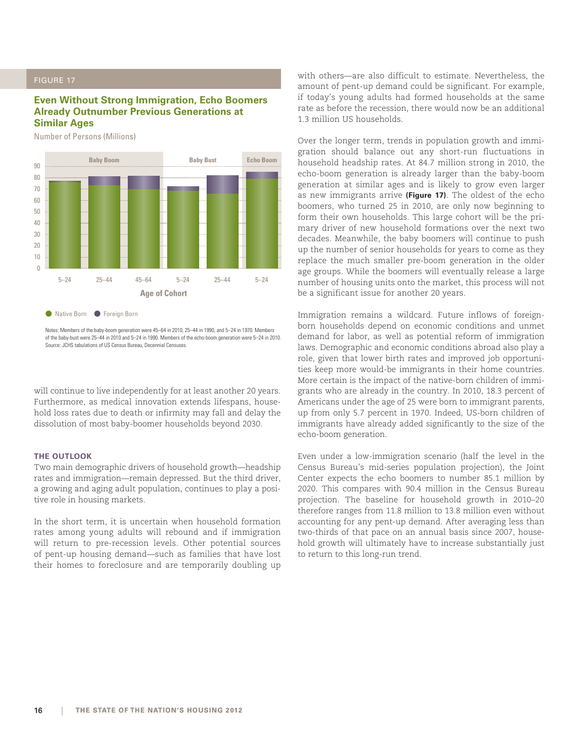FIGURE 17

**Even Without Strong Immigration, Echo Boomers Already Outnumber Previous Generations at Similar Ages**

Number of Persons (Millions)

Baby Boom
Baby Bust
Echo Boom

90
80
70
60
50
40
30
20
10
0

5–24
25–44
45–64
5–24
25–44
5–24

Age of Cohort

Native Born
Foreign Born

Notes: Members of the baby-boom generation were 45–64 in 2010, 25–44 in 1990, and 5–24 in 1970. Members of the baby-bust were 25–44 in 2010 and 5–24 in 1990. Members of the echo-boom generation were 5–24 in 2010.
Source: JCHS tabulations of US Census Bureau, Decennial Censuses.

will continue to live independently for at least another 20 years. Furthermore, as medical innovation extends lifespans, household loss rates due to death or infirmity may fall and delay the dissolution of most baby-boomer households beyond 2030.

### THE OUTLOOK

Two main demographic drivers of household growth—headship rates and immigration—remain depressed. But the third driver, a growing and aging adult population, continues to play a positive role in housing markets.

In the short term, it is uncertain when household formation rates among young adults will rebound and if immigration will return to pre-recession levels. Other potential sources of pent-up housing demand—such as families that have lost their homes to foreclosure and are temporarily doubling up with others—are also difficult to estimate. Nevertheless, the amount of pent-up demand could be significant. For example, if today's young adults had formed households at the same rate as before the recession, there would now be an additional 1.3 million US households.

Over the longer term, trends in population growth and immigration should balance out any short-run fluctuations in household headship rates. At 84.7 million strong in 2010, the echo-boom generation is already larger than the baby-boom generation at similar ages and is likely to grow even larger as new immigrants arrive **(Figure 17)**. The oldest of the echo boomers, who turned 25 in 2010, are only now beginning to form their own households. This large cohort will be the primary driver of new household formations over the next two decades. Meanwhile, the baby boomers will continue to push up the number of senior households for years to come as they replace the much smaller pre-boom generation in the older age groups. While the boomers will eventually release a large number of housing units onto the market, this process will not be a significant issue for another 20 years.

Immigration remains a wildcard. Future inflows of foreign-born households depend on economic conditions and unmet demand for labor, as well as potential reform of immigration laws. Demographic and economic conditions abroad also play a role, given that lower birth rates and improved job opportunities keep more would-be immigrants in their home countries. More certain is the impact of the native-born children of immigrants who are already in the country. In 2010, 18.3 percent of Americans under the age of 25 were born to immigrant parents, up from only 5.7 percent in 1970. Indeed, US-born children of immigrants have already added significantly to the size of the echo-boom generation.

Even under a low-immigration scenario (half the level in the Census Bureau's mid-series population projection), the Joint Center expects the echo boomers to number 85.1 million by 2020. This compares with 90.4 million in the Census Bureau projection. The baseline for household growth in 2010–20 therefore ranges from 11.8 million to 13.8 million even without accounting for any pent-up demand. After averaging less than two-thirds of that pace on an annual basis since 2007, household growth will ultimately have to increase substantially just to return to this long-run trend.